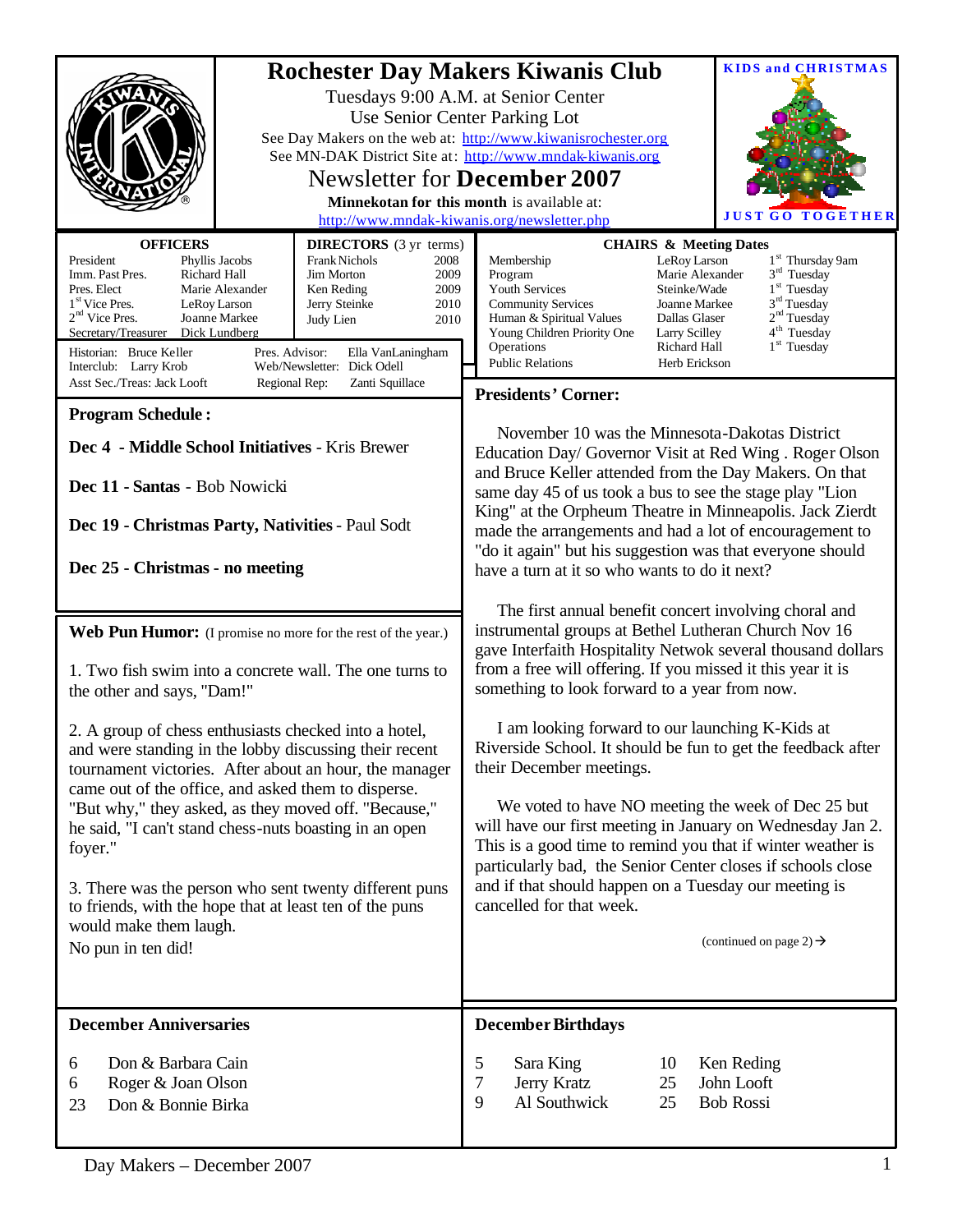# Rochester Day Makers Kiwanis Club

Tuesdays 9:00 A.M. at Senior Center
Use Senior Center Parking Lot
See Day Makers on the web at: http://www.kiwanisrochester.org
See MN-DAK District Site at: http://www.mndak-kiwanis.org

## Newsletter for **December 2007**

**Minnekotan for this month** is available at:
http://www.mndak-kiwanis.org/newsletter.php

**KIDS and CHRISTMAS**

**JUST GO TOGETHER**

| **OFFICERS** | |
|---|---|
| President | Phyllis Jacobs |
| Imm. Past Pres. | Richard Hall |
| Pres. Elect | Marie Alexander |
| 1st Vice Pres. | LeRoy Larson |
| 2nd Vice Pres. | Joanne Markee |
| Secretary/Treasurer | Dick Lundberg |

| **DIRECTORS** (3 yr terms) | |
|---|---|
| Frank Nichols | 2008 |
| Jim Morton | 2009 |
| Ken Reding | 2009 |
| Jerry Steinke | 2010 |
| Judy Lien | 2010 |

Historian: Bruce Keller
Interclub: Larry Krob
Asst Sec./Treas: Jack Looft
Pres. Advisor: Ella VanLaningham
Web/Newsletter: Dick Odell
Regional Rep: Zanti Squillace

| **CHAIRS & Meeting Dates** | | |
|---|---|---|
| Membership | LeRoy Larson | 1st Thursday 9am |
| Program | Marie Alexander | 3rd Tuesday |
| Youth Services | Steinke/Wade | 1st Tuesday |
| Community Services | Joanne Markee | 3rd Tuesday |
| Human & Spiritual Values | Dallas Glaser | 2nd Tuesday |
| Young Children Priority One | Larry Scilley | 4th Tuesday |
| Operations | Richard Hall | 1st Tuesday |
| Public Relations | Herb Erickson | |

### Program Schedule:

**Dec 4 - Middle School Initiatives** - Kris Brewer

**Dec 11 - Santas** - Bob Nowicki

**Dec 19 - Christmas Party, Nativities** - Paul Sodt

**Dec 25 - Christmas - no meeting**

### Web Pun Humor: (I promise no more for the rest of the year.)

1. Two fish swim into a concrete wall. The one turns to the other and says, "Dam!"

2. A group of chess enthusiasts checked into a hotel, and were standing in the lobby discussing their recent tournament victories. After about an hour, the manager came out of the office, and asked them to disperse. "But why," they asked, as they moved off. "Because," he said, "I can't stand chess-nuts boasting in an open foyer."

3. There was the person who sent twenty different puns to friends, with the hope that at least ten of the puns would make them laugh.
No pun in ten did!

### Presidents' Corner:

November 10 was the Minnesota-Dakotas District Education Day/ Governor Visit at Red Wing . Roger Olson and Bruce Keller attended from the Day Makers. On that same day 45 of us took a bus to see the stage play "Lion King" at the Orpheum Theatre in Minneapolis. Jack Zierdt made the arrangements and had a lot of encouragement to "do it again" but his suggestion was that everyone should have a turn at it so who wants to do it next?

The first annual benefit concert involving choral and instrumental groups at Bethel Lutheran Church Nov 16 gave Interfaith Hospitality Netwok several thousand dollars from a free will offering. If you missed it this year it is something to look forward to a year from now.

I am looking forward to our launching K-Kids at Riverside School. It should be fun to get the feedback after their December meetings.

We voted to have NO meeting the week of Dec 25 but will have our first meeting in January on Wednesday Jan 2. This is a good time to remind you that if winter weather is particularly bad, the Senior Center closes if schools close and if that should happen on a Tuesday our meeting is cancelled for that week.

(continued on page 2) →

### December Anniversaries

| | |
|---|---|
| 6 | Don & Barbara Cain |
| 6 | Roger & Joan Olson |
| 23 | Don & Bonnie Birka |

### December Birthdays

| | | | |
|---|---|---|---|
| 5 | Sara King | 10 | Ken Reding |
| 7 | Jerry Kratz | 25 | John Looft |
| 9 | Al Southwick | 25 | Bob Rossi |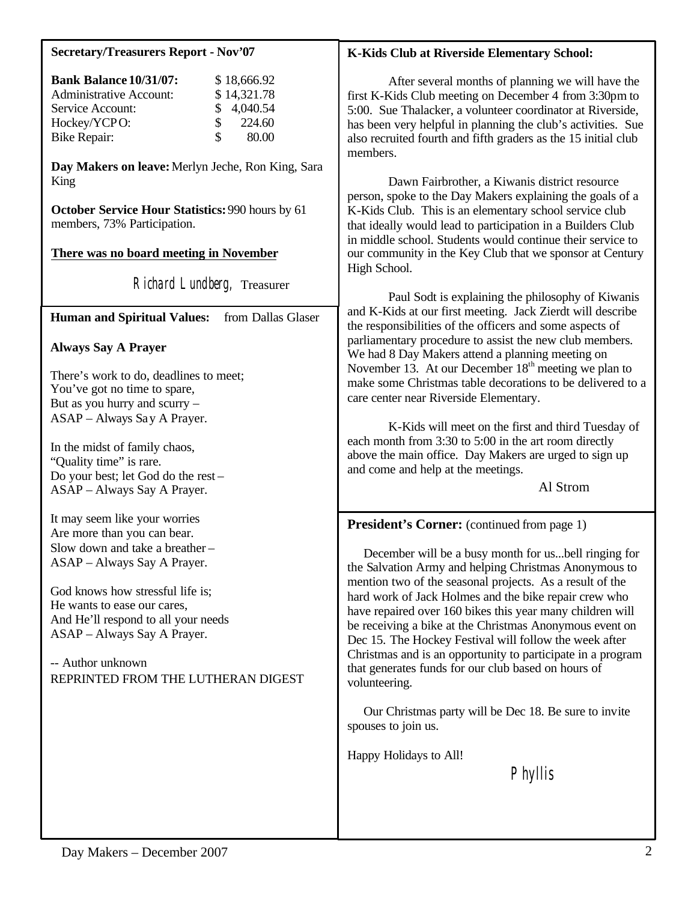## Secretary/Treasurers Report - Nov'07

| | |
|---|---|
| **Bank Balance 10/31/07:** | $ 18,666.92 |
| Administrative Account: | $ 14,321.78 |
| Service Account: | $ 4,040.54 |
| Hockey/YCPO: | $ 224.60 |
| Bike Repair: | $ 80.00 |

**Day Makers on leave:** Merlyn Jeche, Ron King, Sara King

**October Service Hour Statistics:** 990 hours by 61 members, 73% Participation.

**There was no board meeting in November**

Richard Lundberg, Treasurer

## Human and Spiritual Values: from Dallas Glaser

**Always Say A Prayer**

There's work to do, deadlines to meet;
You've got no time to spare,
But as you hurry and scurry –
ASAP – Always Say A Prayer.

In the midst of family chaos,
"Quality time" is rare.
Do your best; let God do the rest –
ASAP – Always Say A Prayer.

It may seem like your worries
Are more than you can bear.
Slow down and take a breather –
ASAP – Always Say A Prayer.

God knows how stressful life is;
He wants to ease our cares,
And He'll respond to all your needs
ASAP – Always Say A Prayer.

-- Author unknown
REPRINTED FROM THE LUTHERAN DIGEST

## K-Kids Club at Riverside Elementary School:

After several months of planning we will have the first K-Kids Club meeting on December 4 from 3:30pm to 5:00. Sue Thalacker, a volunteer coordinator at Riverside, has been very helpful in planning the club's activities. Sue also recruited fourth and fifth graders as the 15 initial club members.

Dawn Fairbrother, a Kiwanis district resource person, spoke to the Day Makers explaining the goals of a K-Kids Club. This is an elementary school service club that ideally would lead to participation in a Builders Club in middle school. Students would continue their service to our community in the Key Club that we sponsor at Century High School.

Paul Sodt is explaining the philosophy of Kiwanis and K-Kids at our first meeting. Jack Zierdt will describe the responsibilities of the officers and some aspects of parliamentary procedure to assist the new club members. We had 8 Day Makers attend a planning meeting on November 13. At our December 18th meeting we plan to make some Christmas table decorations to be delivered to a care center near Riverside Elementary.

K-Kids will meet on the first and third Tuesday of each month from 3:30 to 5:00 in the art room directly above the main office. Day Makers are urged to sign up and come and help at the meetings.

Al Strom

## President's Corner: (continued from page 1)

December will be a busy month for us...bell ringing for the Salvation Army and helping Christmas Anonymous to mention two of the seasonal projects. As a result of the hard work of Jack Holmes and the bike repair crew who have repaired over 160 bikes this year many children will be receiving a bike at the Christmas Anonymous event on Dec 15. The Hockey Festival will follow the week after Christmas and is an opportunity to participate in a program that generates funds for our club based on hours of volunteering.

Our Christmas party will be Dec 18. Be sure to invite spouses to join us.

Happy Holidays to All!

Phyllis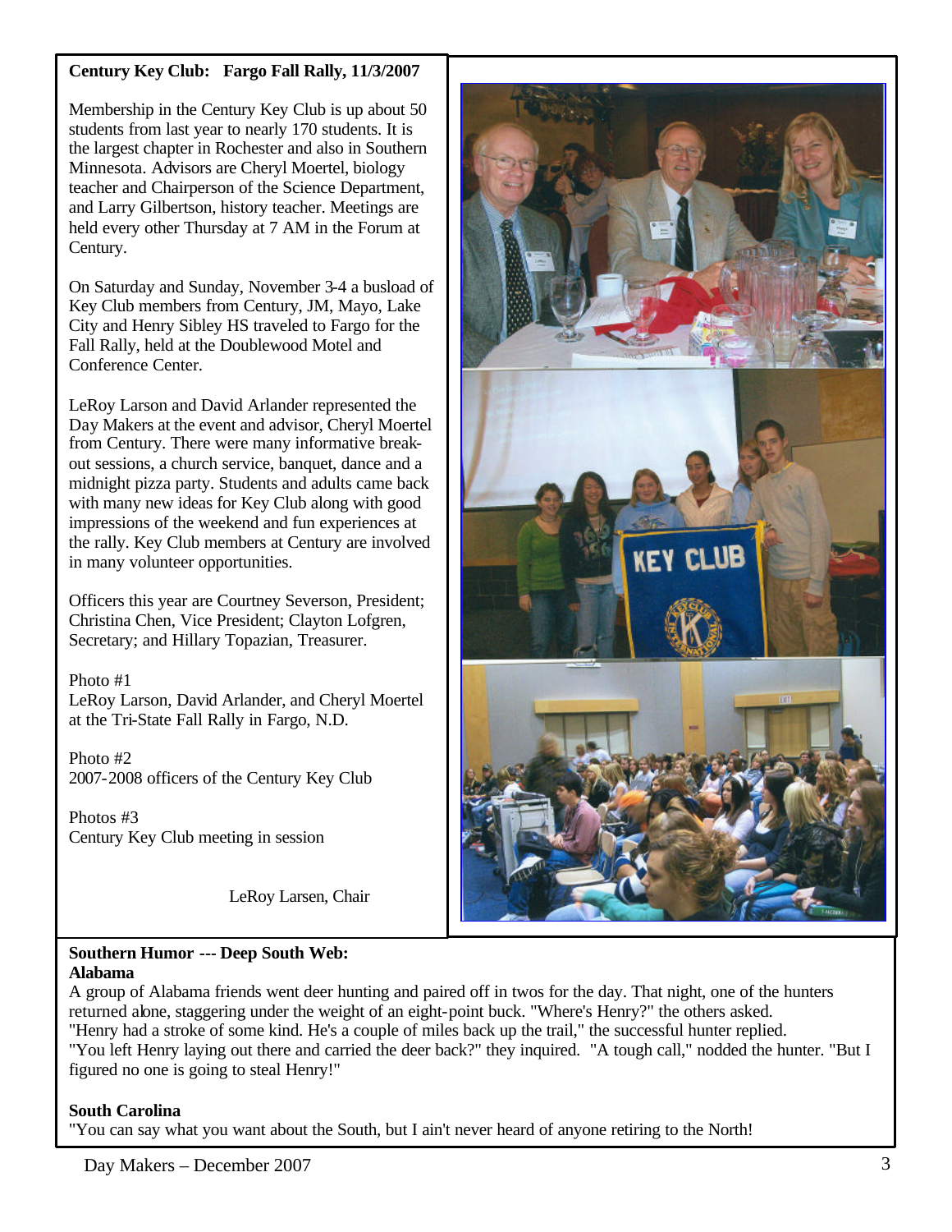**Century Key Club: Fargo Fall Rally, 11/3/2007**

Membership in the Century Key Club is up about 50 students from last year to nearly 170 students. It is the largest chapter in Rochester and also in Southern Minnesota. Advisors are Cheryl Moertel, biology teacher and Chairperson of the Science Department, and Larry Gilbertson, history teacher. Meetings are held every other Thursday at 7 AM in the Forum at Century.

On Saturday and Sunday, November 3-4 a busload of Key Club members from Century, JM, Mayo, Lake City and Henry Sibley HS traveled to Fargo for the Fall Rally, held at the Doublewood Motel and Conference Center.

LeRoy Larson and David Arlander represented the Day Makers at the event and advisor, Cheryl Moertel from Century. There were many informative break-out sessions, a church service, banquet, dance and a midnight pizza party. Students and adults came back with many new ideas for Key Club along with good impressions of the weekend and fun experiences at the rally. Key Club members at Century are involved in many volunteer opportunities.

Officers this year are Courtney Severson, President; Christina Chen, Vice President; Clayton Lofgren, Secretary; and Hillary Topazian, Treasurer.

Photo #1
LeRoy Larson, David Arlander, and Cheryl Moertel at the Tri-State Fall Rally in Fargo, N.D.

Photo #2
2007-2008 officers of the Century Key Club

Photos #3
Century Key Club meeting in session

LeRoy Larsen, Chair

**Southern Humor --- Deep South Web:**
**Alabama**

A group of Alabama friends went deer hunting and paired off in twos for the day. That night, one of the hunters returned alone, staggering under the weight of an eight-point buck. "Where's Henry?" the others asked.
"Henry had a stroke of some kind. He's a couple of miles back up the trail," the successful hunter replied.
"You left Henry laying out there and carried the deer back?" they inquired. "A tough call," nodded the hunter. "But I figured no one is going to steal Henry!"

**South Carolina**

"You can say what you want about the South, but I ain't never heard of anyone retiring to the North!